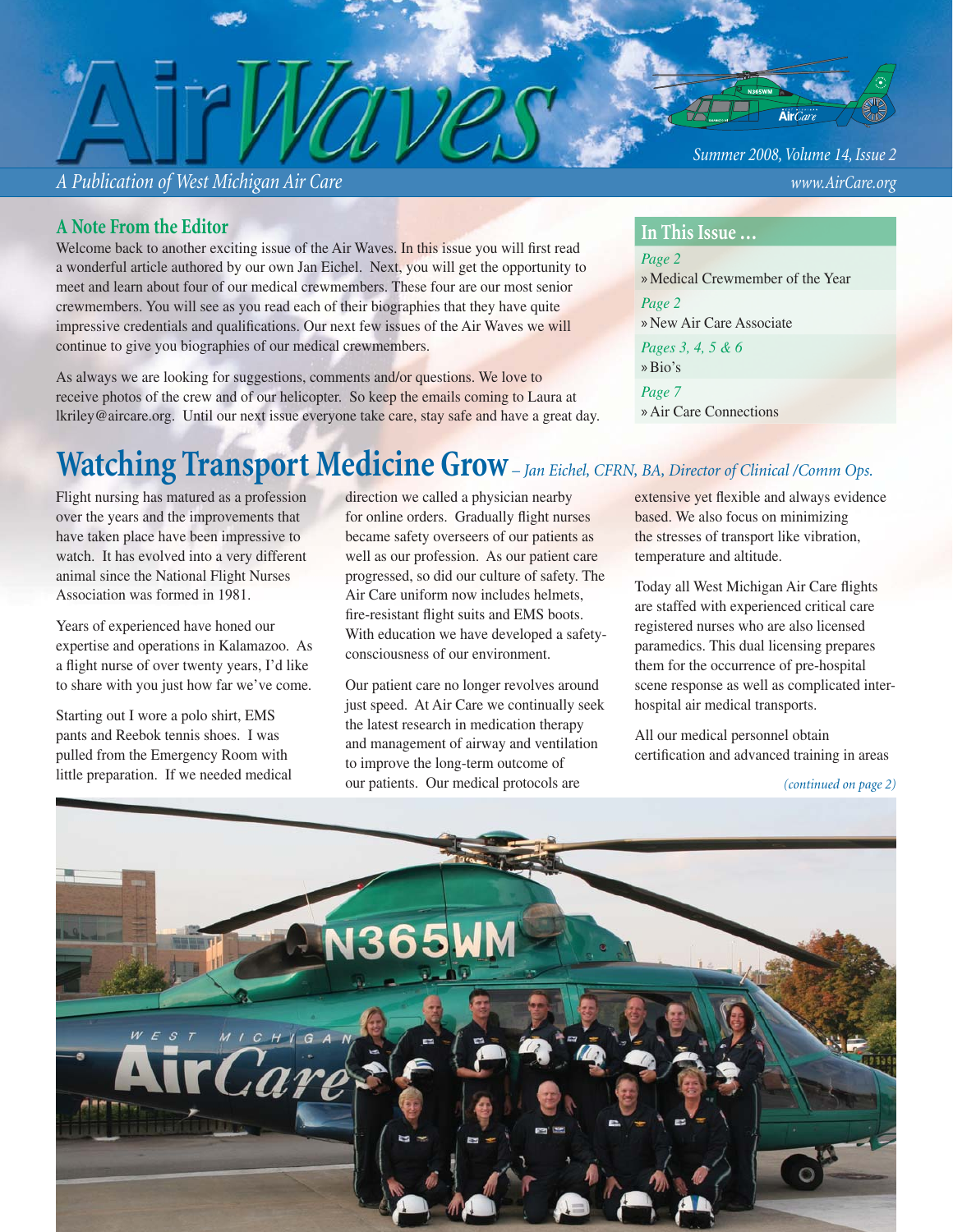# Air Waves

*A Publication of West Michigan Air Care*

*Summer 2008, Volume 14, Issue 2*

*www.AirCare.org*

## A Note From the Editor

Welcome back to another exciting issue of the Air Waves. In this issue you will first read a wonderful article authored by our own Jan Eichel. Next, you will get the opportunity to meet and learn about four of our medical crewmembers. These four are our most senior crewmembers. You will see as you read each of their biographies that they have quite impressive credentials and qualifications. Our next few issues of the Air Waves we will continue to give you biographies of our medical crewmembers.

As always we are looking for suggestions, comments and/or questions. We love to receive photos of the crew and of our helicopter. So keep the emails coming to Laura at lkriley@aircare.org. Until our next issue everyone take care, stay safe and have a great day.

## In This Issue ...

*Page 2*
» Medical Crewmember of the Year

*Page 2*
» New Air Care Associate

*Pages 3, 4, 5 & 6*
» Bio's

*Page 7*
» Air Care Connections

## Watching Transport Medicine Grow – *Jan Eichel, CFRN, BA, Director of Clinical /Comm Ops.*

Flight nursing has matured as a profession over the years and the improvements that have taken place have been impressive to watch. It has evolved into a very different animal since the National Flight Nurses Association was formed in 1981.

Years of experienced have honed our expertise and operations in Kalamazoo. As a flight nurse of over twenty years, I'd like to share with you just how far we've come.

Starting out I wore a polo shirt, EMS pants and Reebok tennis shoes. I was pulled from the Emergency Room with little preparation. If we needed medical direction we called a physician nearby for online orders. Gradually flight nurses became safety overseers of our patients as well as our profession. As our patient care progressed, so did our culture of safety. The Air Care uniform now includes helmets, fire-resistant flight suits and EMS boots. With education we have developed a safety-consciousness of our environment.

Our patient care no longer revolves around just speed. At Air Care we continually seek the latest research in medication therapy and management of airway and ventilation to improve the long-term outcome of our patients. Our medical protocols are extensive yet flexible and always evidence based. We also focus on minimizing the stresses of transport like vibration, temperature and altitude.

Today all West Michigan Air Care flights are staffed with experienced critical care registered nurses who are also licensed paramedics. This dual licensing prepares them for the occurrence of pre-hospital scene response as well as complicated inter-hospital air medical transports.

All our medical personnel obtain certification and advanced training in areas

*(continued on page 2)*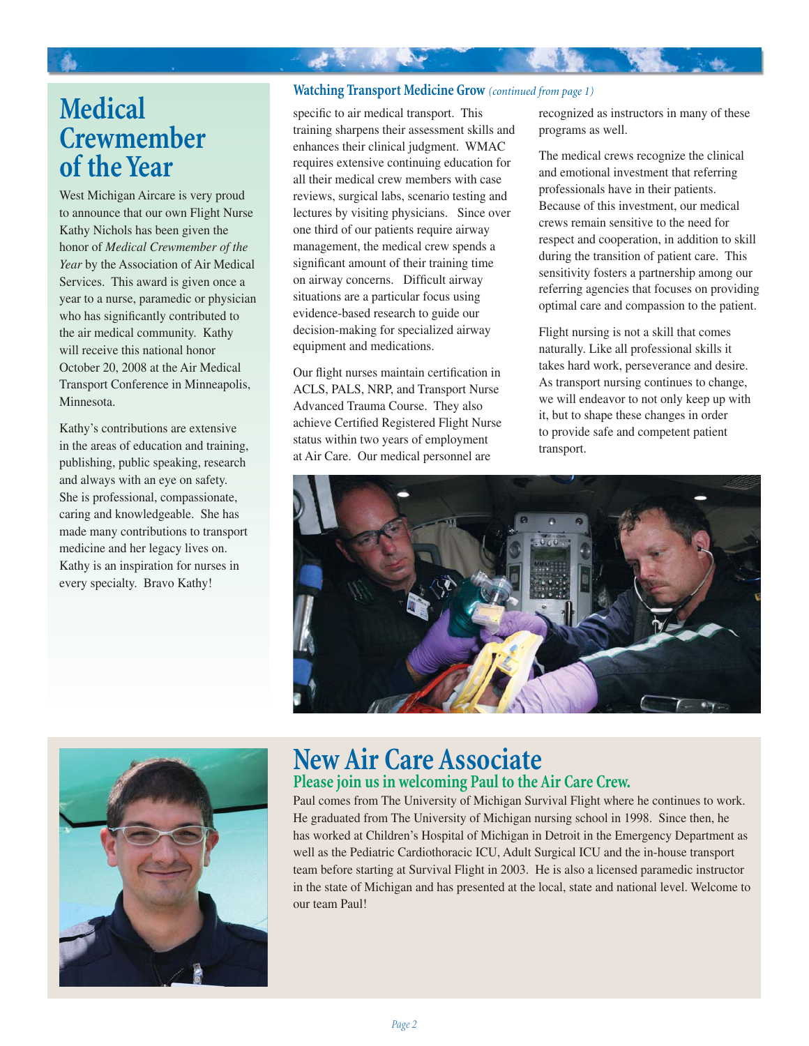# Medical Crewmember of the Year

West Michigan Aircare is very proud to announce that our own Flight Nurse Kathy Nichols has been given the honor of *Medical Crewmember of the Year* by the Association of Air Medical Services. This award is given once a year to a nurse, paramedic or physician who has significantly contributed to the air medical community. Kathy will receive this national honor October 20, 2008 at the Air Medical Transport Conference in Minneapolis, Minnesota.

Kathy's contributions are extensive in the areas of education and training, publishing, public speaking, research and always with an eye on safety. She is professional, compassionate, caring and knowledgeable. She has made many contributions to transport medicine and her legacy lives on. Kathy is an inspiration for nurses in every specialty. Bravo Kathy!

## Watching Transport Medicine Grow *(continued from page 1)*

specific to air medical transport. This training sharpens their assessment skills and enhances their clinical judgment. WMAC requires extensive continuing education for all their medical crew members with case reviews, surgical labs, scenario testing and lectures by visiting physicians. Since over one third of our patients require airway management, the medical crew spends a significant amount of their training time on airway concerns. Difficult airway situations are a particular focus using evidence-based research to guide our decision-making for specialized airway equipment and medications.

Our flight nurses maintain certification in ACLS, PALS, NRP, and Transport Nurse Advanced Trauma Course. They also achieve Certified Registered Flight Nurse status within two years of employment at Air Care. Our medical personnel are recognized as instructors in many of these programs as well.

The medical crews recognize the clinical and emotional investment that referring professionals have in their patients. Because of this investment, our medical crews remain sensitive to the need for respect and cooperation, in addition to skill during the transition of patient care. This sensitivity fosters a partnership among our referring agencies that focuses on providing optimal care and compassion to the patient.

Flight nursing is not a skill that comes naturally. Like all professional skills it takes hard work, perseverance and desire. As transport nursing continues to change, we will endeavor to not only keep up with it, but to shape these changes in order to provide safe and competent patient transport.

# New Air Care Associate

## Please join us in welcoming Paul to the Air Care Crew.

Paul comes from The University of Michigan Survival Flight where he continues to work. He graduated from The University of Michigan nursing school in 1998. Since then, he has worked at Children's Hospital of Michigan in Detroit in the Emergency Department as well as the Pediatric Cardiothoracic ICU, Adult Surgical ICU and the in-house transport team before starting at Survival Flight in 2003. He is also a licensed paramedic instructor in the state of Michigan and has presented at the local, state and national level. Welcome to our team Paul!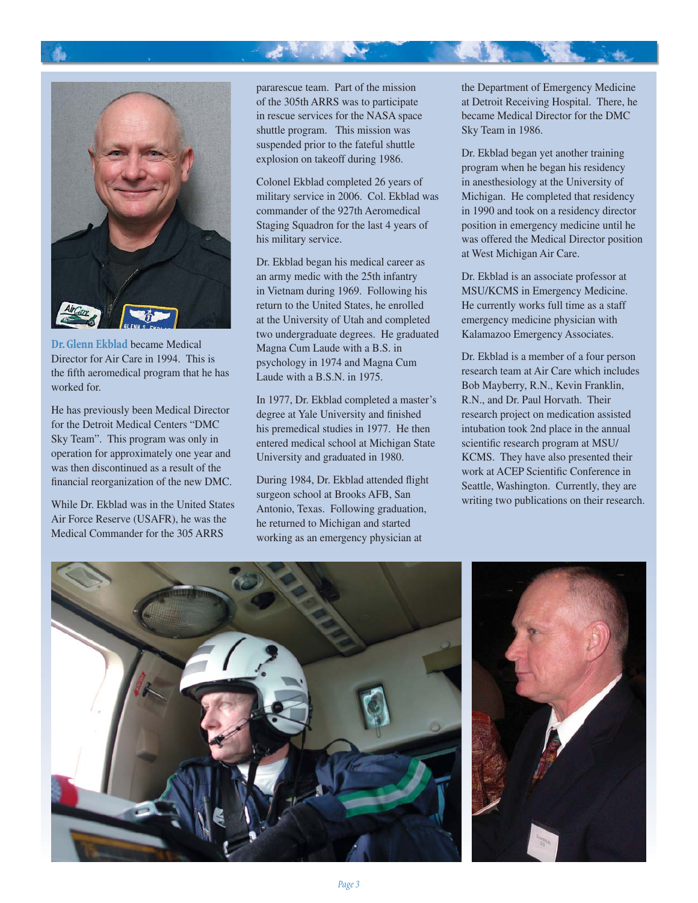**Dr. Glenn Ekblad** became Medical Director for Air Care in 1994. This is the fifth aeromedical program that he has worked for.

He has previously been Medical Director for the Detroit Medical Centers "DMC Sky Team". This program was only in operation for approximately one year and was then discontinued as a result of the financial reorganization of the new DMC.

While Dr. Ekblad was in the United States Air Force Reserve (USAFR), he was the Medical Commander for the 305 ARRS pararescue team. Part of the mission of the 305th ARRS was to participate in rescue services for the NASA space shuttle program. This mission was suspended prior to the fateful shuttle explosion on takeoff during 1986.

Colonel Ekblad completed 26 years of military service in 2006. Col. Ekblad was commander of the 927th Aeromedical Staging Squadron for the last 4 years of his military service.

Dr. Ekblad began his medical career as an army medic with the 25th infantry in Vietnam during 1969. Following his return to the United States, he enrolled at the University of Utah and completed two undergraduate degrees. He graduated Magna Cum Laude with a B.S. in psychology in 1974 and Magna Cum Laude with a B.S.N. in 1975.

In 1977, Dr. Ekblad completed a master's degree at Yale University and finished his premedical studies in 1977. He then entered medical school at Michigan State University and graduated in 1980.

During 1984, Dr. Ekblad attended flight surgeon school at Brooks AFB, San Antonio, Texas. Following graduation, he returned to Michigan and started working as an emergency physician at the Department of Emergency Medicine at Detroit Receiving Hospital. There, he became Medical Director for the DMC Sky Team in 1986.

Dr. Ekblad began yet another training program when he began his residency in anesthesiology at the University of Michigan. He completed that residency in 1990 and took on a residency director position in emergency medicine until he was offered the Medical Director position at West Michigan Air Care.

Dr. Ekblad is an associate professor at MSU/KCMS in Emergency Medicine. He currently works full time as a staff emergency medicine physician with Kalamazoo Emergency Associates.

Dr. Ekblad is a member of a four person research team at Air Care which includes Bob Mayberry, R.N., Kevin Franklin, R.N., and Dr. Paul Horvath. Their research project on medication assisted intubation took 2nd place in the annual scientific research program at MSU/KCMS. They have also presented their work at ACEP Scientific Conference in Seattle, Washington. Currently, they are writing two publications on their research.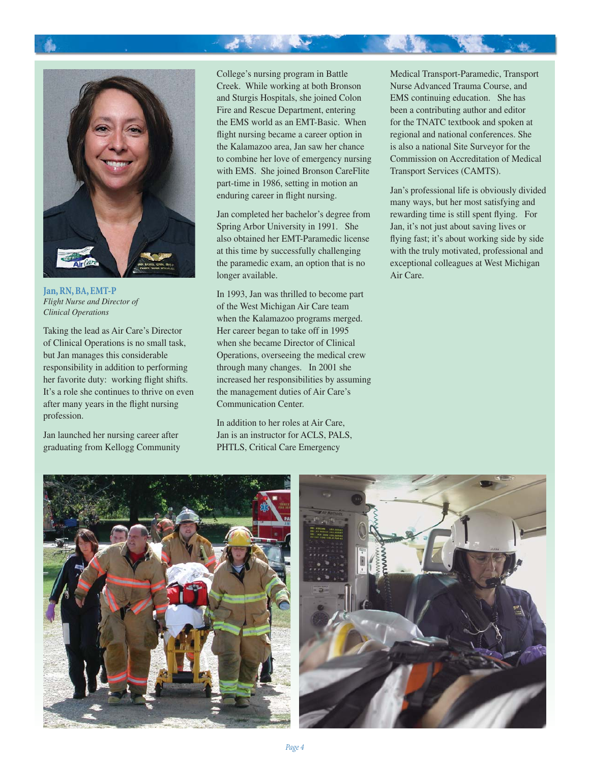**Jan, RN, BA, EMT-P**
*Flight Nurse and Director of Clinical Operations*

Taking the lead as Air Care's Director of Clinical Operations is no small task, but Jan manages this considerable responsibility in addition to performing her favorite duty: working flight shifts. It's a role she continues to thrive on even after many years in the flight nursing profession.

Jan launched her nursing career after graduating from Kellogg Community College's nursing program in Battle Creek. While working at both Bronson and Sturgis Hospitals, she joined Colon Fire and Rescue Department, entering the EMS world as an EMT-Basic. When flight nursing became a career option in the Kalamazoo area, Jan saw her chance to combine her love of emergency nursing with EMS. She joined Bronson CareFlite part-time in 1986, setting in motion an enduring career in flight nursing.

Jan completed her bachelor's degree from Spring Arbor University in 1991. She also obtained her EMT-Paramedic license at this time by successfully challenging the paramedic exam, an option that is no longer available.

In 1993, Jan was thrilled to become part of the West Michigan Air Care team when the Kalamazoo programs merged. Her career began to take off in 1995 when she became Director of Clinical Operations, overseeing the medical crew through many changes. In 2001 she increased her responsibilities by assuming the management duties of Air Care's Communication Center.

In addition to her roles at Air Care, Jan is an instructor for ACLS, PALS, PHTLS, Critical Care Emergency Medical Transport-Paramedic, Transport Nurse Advanced Trauma Course, and EMS continuing education. She has been a contributing author and editor for the TNATC textbook and spoken at regional and national conferences. She is also a national Site Surveyor for the Commission on Accreditation of Medical Transport Services (CAMTS).

Jan's professional life is obviously divided many ways, but her most satisfying and rewarding time is still spent flying. For Jan, it's not just about saving lives or flying fast; it's about working side by side with the truly motivated, professional and exceptional colleagues at West Michigan Air Care.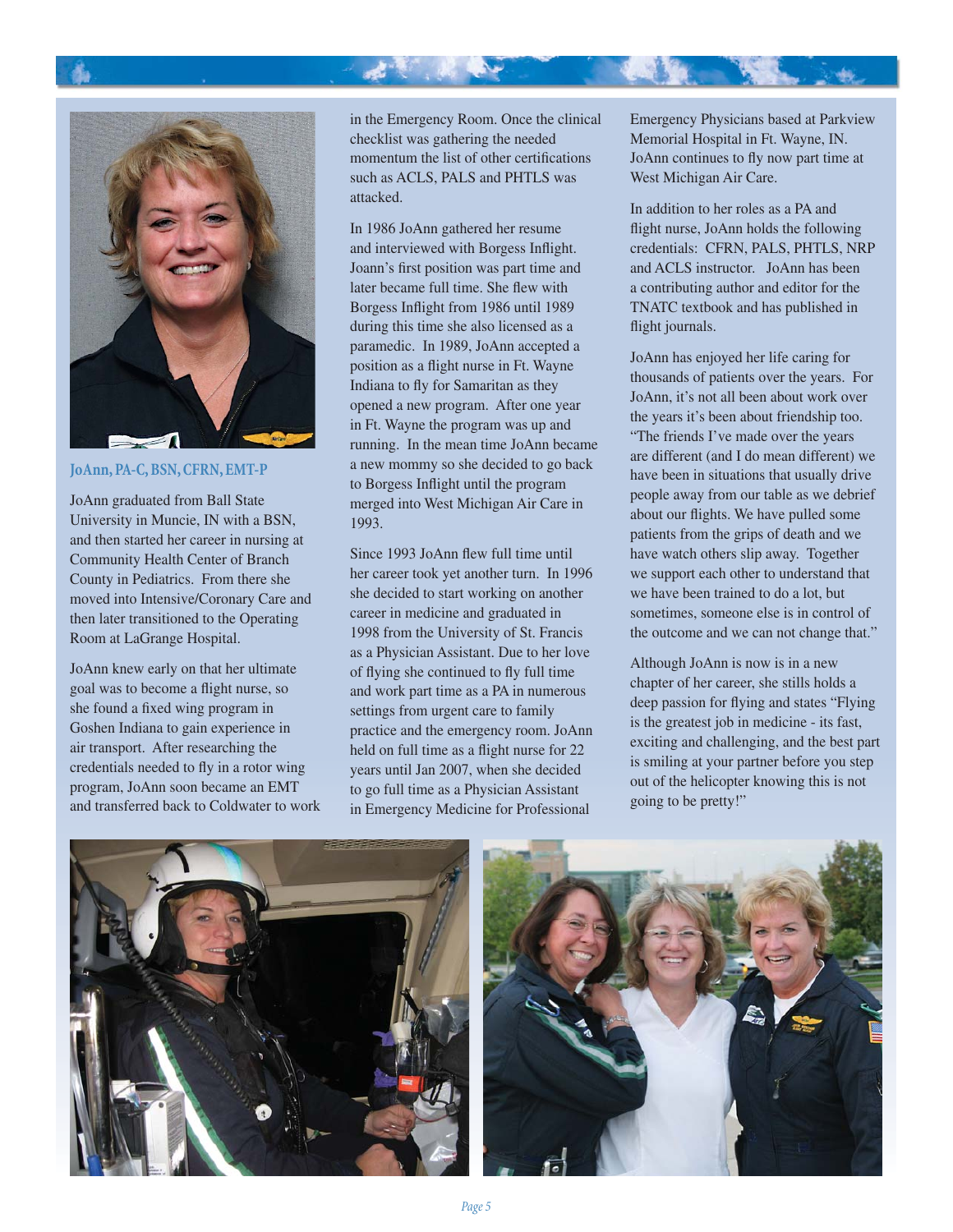### JoAnn, PA-C, BSN, CFRN, EMT-P

JoAnn graduated from Ball State University in Muncie, IN with a BSN, and then started her career in nursing at Community Health Center of Branch County in Pediatrics. From there she moved into Intensive/Coronary Care and then later transitioned to the Operating Room at LaGrange Hospital.

JoAnn knew early on that her ultimate goal was to become a flight nurse, so she found a fixed wing program in Goshen Indiana to gain experience in air transport. After researching the credentials needed to fly in a rotor wing program, JoAnn soon became an EMT and transferred back to Coldwater to work in the Emergency Room. Once the clinical checklist was gathering the needed momentum the list of other certifications such as ACLS, PALS and PHTLS was attacked.

In 1986 JoAnn gathered her resume and interviewed with Borgess Inflight. Joann's first position was part time and later became full time. She flew with Borgess Inflight from 1986 until 1989 during this time she also licensed as a paramedic. In 1989, JoAnn accepted a position as a flight nurse in Ft. Wayne Indiana to fly for Samaritan as they opened a new program. After one year in Ft. Wayne the program was up and running. In the mean time JoAnn became a new mommy so she decided to go back to Borgess Inflight until the program merged into West Michigan Air Care in 1993.

Since 1993 JoAnn flew full time until her career took yet another turn. In 1996 she decided to start working on another career in medicine and graduated in 1998 from the University of St. Francis as a Physician Assistant. Due to her love of flying she continued to fly full time and work part time as a PA in numerous settings from urgent care to family practice and the emergency room. JoAnn held on full time as a flight nurse for 22 years until Jan 2007, when she decided to go full time as a Physician Assistant in Emergency Medicine for Professional Emergency Physicians based at Parkview Memorial Hospital in Ft. Wayne, IN. JoAnn continues to fly now part time at West Michigan Air Care.

In addition to her roles as a PA and flight nurse, JoAnn holds the following credentials: CFRN, PALS, PHTLS, NRP and ACLS instructor. JoAnn has been a contributing author and editor for the TNATC textbook and has published in flight journals.

JoAnn has enjoyed her life caring for thousands of patients over the years. For JoAnn, it's not all been about work over the years it's been about friendship too. "The friends I've made over the years are different (and I do mean different) we have been in situations that usually drive people away from our table as we debrief about our flights. We have pulled some patients from the grips of death and we have watch others slip away. Together we support each other to understand that we have been trained to do a lot, but sometimes, someone else is in control of the outcome and we can not change that."

Although JoAnn is now is in a new chapter of her career, she stills holds a deep passion for flying and states "Flying is the greatest job in medicine - its fast, exciting and challenging, and the best part is smiling at your partner before you step out of the helicopter knowing this is not going to be pretty!"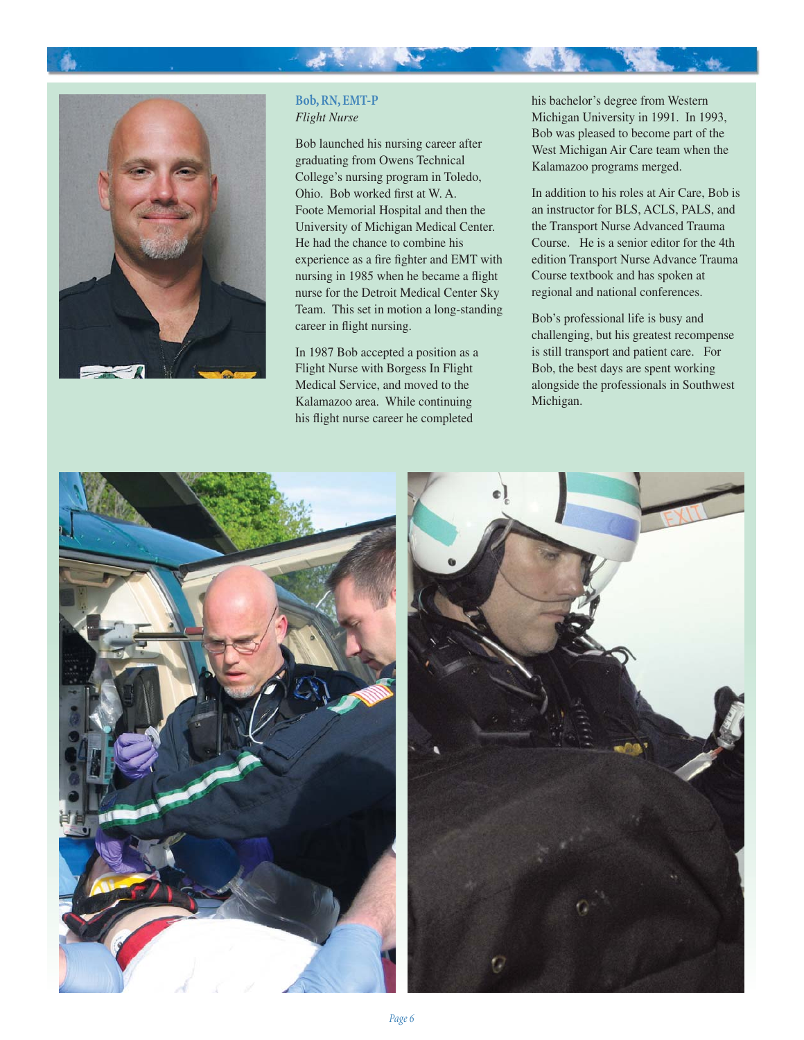**Bob, RN, EMT-P**
*Flight Nurse*

Bob launched his nursing career after graduating from Owens Technical College's nursing program in Toledo, Ohio. Bob worked first at W. A. Foote Memorial Hospital and then the University of Michigan Medical Center. He had the chance to combine his experience as a fire fighter and EMT with nursing in 1985 when he became a flight nurse for the Detroit Medical Center Sky Team. This set in motion a long-standing career in flight nursing.

In 1987 Bob accepted a position as a Flight Nurse with Borgess In Flight Medical Service, and moved to the Kalamazoo area. While continuing his flight nurse career he completed his bachelor's degree from Western Michigan University in 1991. In 1993, Bob was pleased to become part of the West Michigan Air Care team when the Kalamazoo programs merged.

In addition to his roles at Air Care, Bob is an instructor for BLS, ACLS, PALS, and the Transport Nurse Advanced Trauma Course. He is a senior editor for the 4th edition Transport Nurse Advance Trauma Course textbook and has spoken at regional and national conferences.

Bob's professional life is busy and challenging, but his greatest recompense is still transport and patient care. For Bob, the best days are spent working alongside the professionals in Southwest Michigan.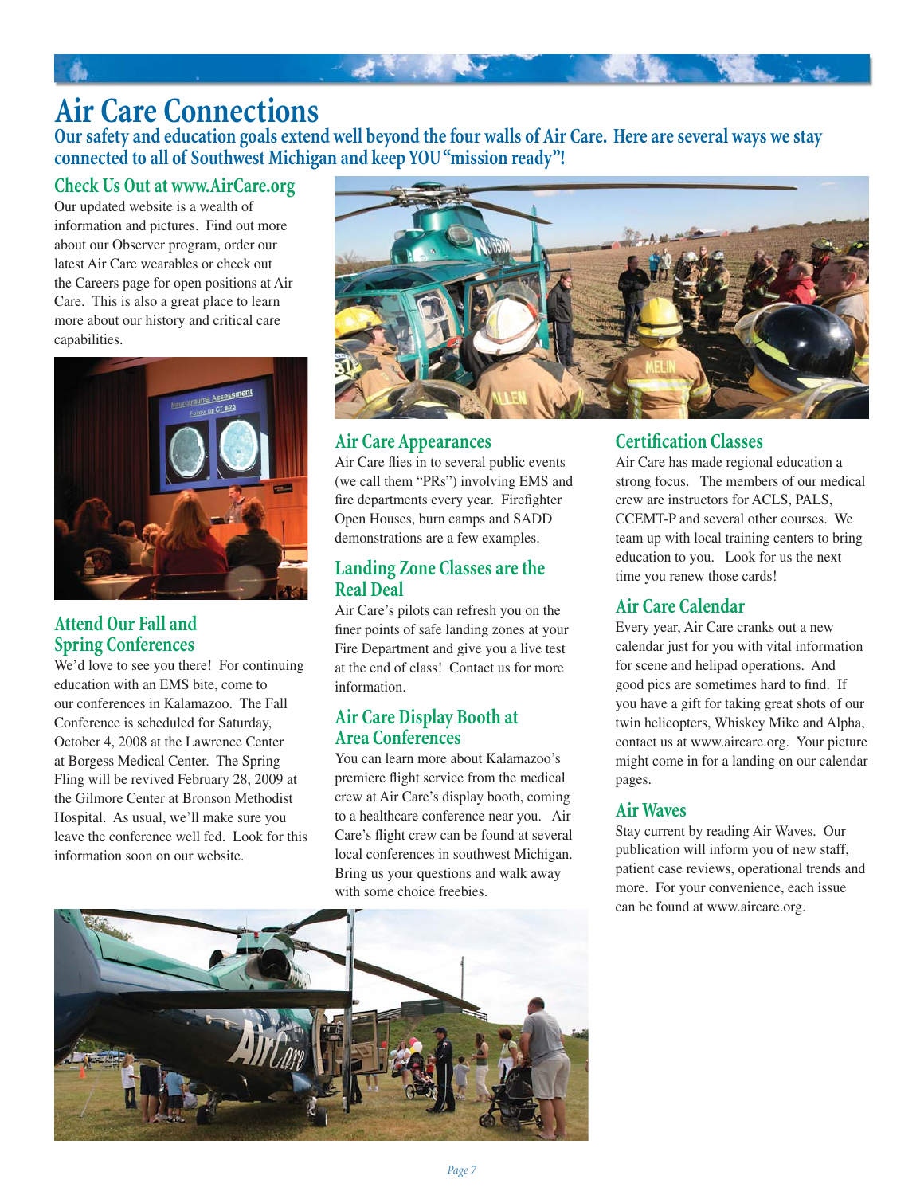# Air Care Connections

**Our safety and education goals extend well beyond the four walls of Air Care. Here are several ways we stay connected to all of Southwest Michigan and keep YOU "mission ready"!**

## Check Us Out at www.AirCare.org

Our updated website is a wealth of information and pictures. Find out more about our Observer program, order our latest Air Care wearables or check out the Careers page for open positions at Air Care. This is also a great place to learn more about our history and critical care capabilities.

## Attend Our Fall and Spring Conferences

We'd love to see you there! For continuing education with an EMS bite, come to our conferences in Kalamazoo. The Fall Conference is scheduled for Saturday, October 4, 2008 at the Lawrence Center at Borgess Medical Center. The Spring Fling will be revived February 28, 2009 at the Gilmore Center at Bronson Methodist Hospital. As usual, we'll make sure you leave the conference well fed. Look for this information soon on our website.

## Air Care Appearances

Air Care flies in to several public events (we call them "PRs") involving EMS and fire departments every year. Firefighter Open Houses, burn camps and SADD demonstrations are a few examples.

## Landing Zone Classes are the Real Deal

Air Care's pilots can refresh you on the finer points of safe landing zones at your Fire Department and give you a live test at the end of class! Contact us for more information.

## Air Care Display Booth at Area Conferences

You can learn more about Kalamazoo's premiere flight service from the medical crew at Air Care's display booth, coming to a healthcare conference near you. Air Care's flight crew can be found at several local conferences in southwest Michigan. Bring us your questions and walk away with some choice freebies.

## Certification Classes

Air Care has made regional education a strong focus. The members of our medical crew are instructors for ACLS, PALS, CCEMT-P and several other courses. We team up with local training centers to bring education to you. Look for us the next time you renew those cards!

## Air Care Calendar

Every year, Air Care cranks out a new calendar just for you with vital information for scene and helipad operations. And good pics are sometimes hard to find. If you have a gift for taking great shots of our twin helicopters, Whiskey Mike and Alpha, contact us at www.aircare.org. Your picture might come in for a landing on our calendar pages.

## Air Waves

Stay current by reading Air Waves. Our publication will inform you of new staff, patient case reviews, operational trends and more. For your convenience, each issue can be found at www.aircare.org.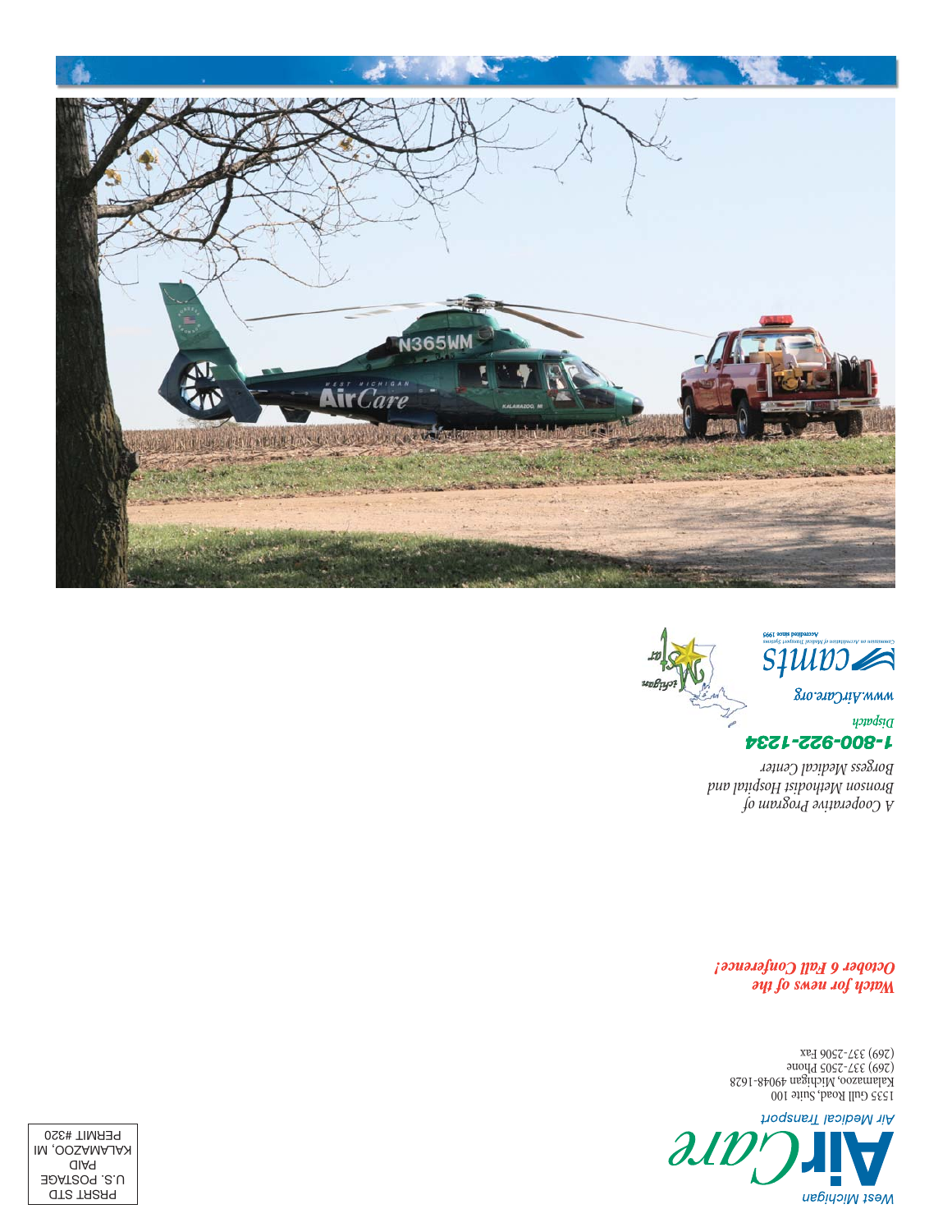West Michigan

**AirCare**

*Air Medical Transport*

1535 Gull Road, Suite 100
Kalamazoo, Michigan 49048-1628
(269) 337-2505 Phone
(269) 337-2506 Fax

***Watch for news of the October 6 Fall Conference!***

PRSRT STD
U.S. POSTAGE
PAID
KALAMAZOO, MI
PERMIT #320

*A Cooperative Program of Bronson Methodist Hospital and Borgess Medical Center*

**1-800-922-1234**

*Dispatch*

*www.AirCare.org*

camts
Commission on Accreditation of Medical Transport Systems
Accredited since 1995

Michigan